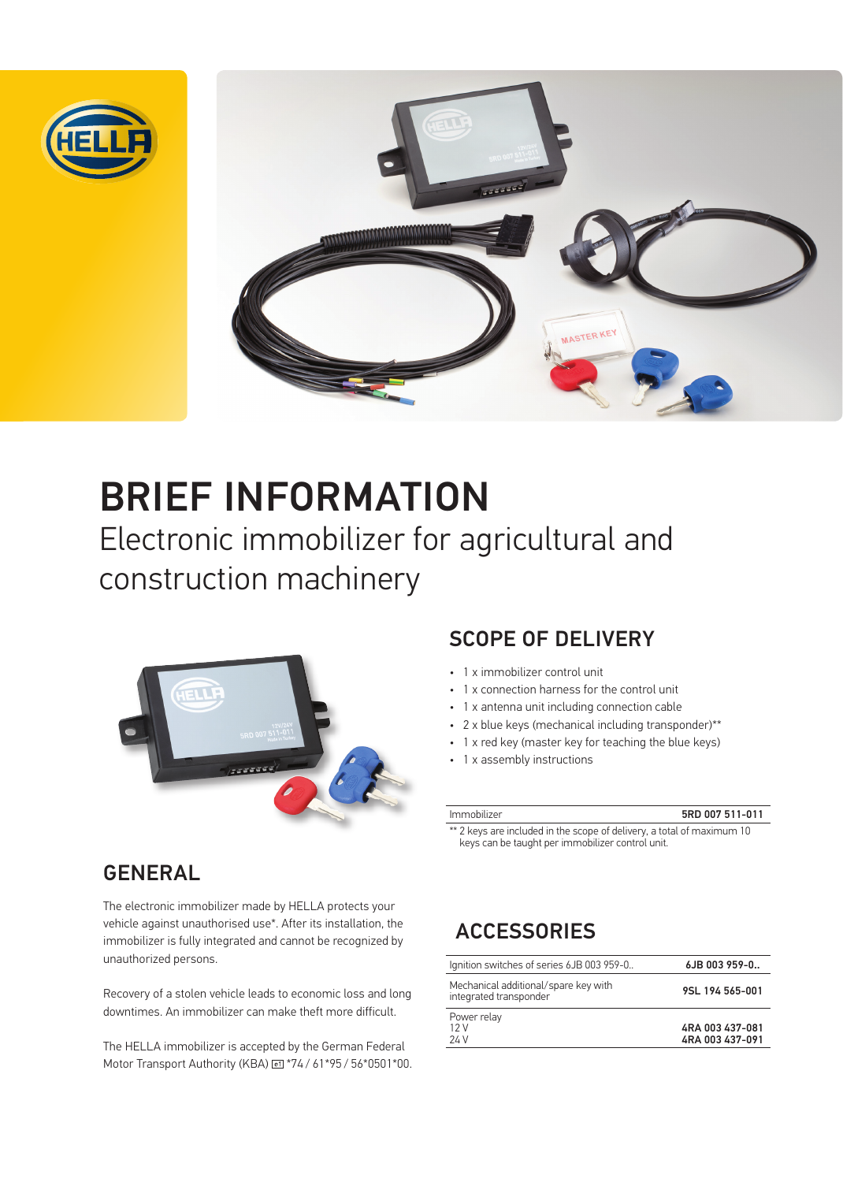# BRIEF INFORMATION

## Electronic immobilizer for agricultural and construction machinery

## SCOPE OF DELIVERY

- 1 x immobilizer control unit
- 1 x connection harness for the control unit
- 1 x antenna unit including connection cable
- 2 x blue keys (mechanical including transponder)**
- 1 x red key (master key for teaching the blue keys)
- 1 x assembly instructions

| Immobilizer | 5RD 007 511-011 |
| --- | --- |

** 2 keys are included in the scope of delivery, a total of maximum 10 keys can be taught per immobilizer control unit.

## GENERAL

The electronic immobilizer made by HELLA protects your vehicle against unauthorised use*. After its installation, the immobilizer is fully integrated and cannot be recognized by unauthorized persons.

Recovery of a stolen vehicle leads to economic loss and long downtimes. An immobilizer can make theft more difficult.

The HELLA immobilizer is accepted by the German Federal Motor Transport Authority (KBA) e1 *74 / 61*95 / 56*0501*00.

## ACCESSORIES

| Item | Part number |
| --- | --- |
| Ignition switches of series 6JB 003 959-0.. | 6JB 003 959-0.. |
| Mechanical additional/spare key with integrated transponder | 9SL 194 565-001 |
| Power relay<br>12 V<br>24 V | <br>4RA 003 437-081<br>4RA 003 437-091 |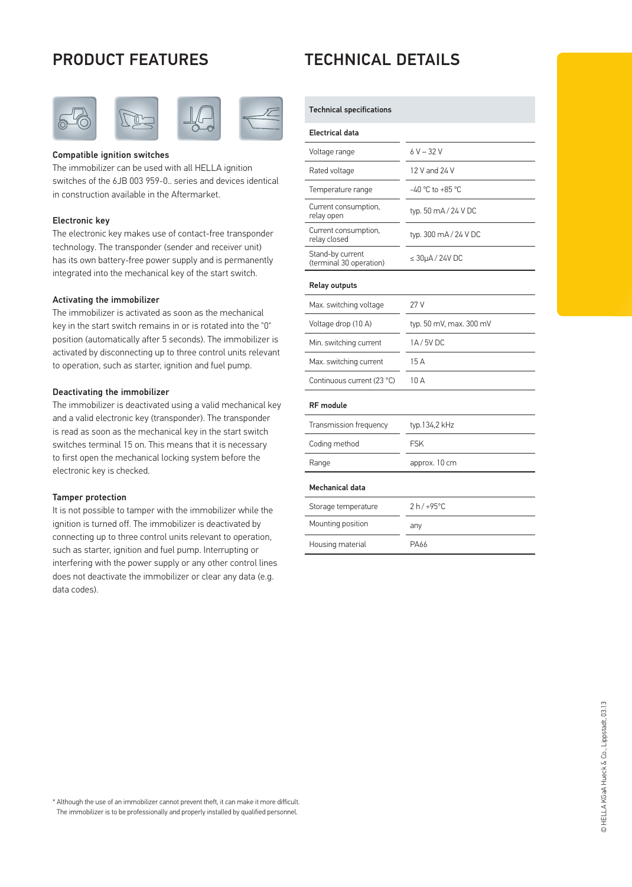# PRODUCT FEATURES

### Compatible ignition switches

The immobilizer can be used with all HELLA ignition switches of the 6JB 003 959-0.. series and devices identical in construction available in the Aftermarket.

### Electronic key

The electronic key makes use of contact-free transponder technology. The transponder (sender and receiver unit) has its own battery-free power supply and is permanently integrated into the mechanical key of the start switch.

### Activating the immobilizer

The immobilizer is activated as soon as the mechanical key in the start switch remains in or is rotated into the "0" position (automatically after 5 seconds). The immobilizer is activated by disconnecting up to three control units relevant to operation, such as starter, ignition and fuel pump.

### Deactivating the immobilizer

The immobilizer is deactivated using a valid mechanical key and a valid electronic key (transponder). The transponder is read as soon as the mechanical key in the start switch switches terminal 15 on. This means that it is necessary to first open the mechanical locking system before the electronic key is checked.

### Tamper protection

It is not possible to tamper with the immobilizer while the ignition is turned off. The immobilizer is deactivated by connecting up to three control units relevant to operation, such as starter, ignition and fuel pump. Interrupting or interfering with the power supply or any other control lines does not deactivate the immobilizer or clear any data (e.g. data codes).

# TECHNICAL DETAILS

| Technical specifications | |
|---|---|
| **Electrical data** | |
| Voltage range | 6 V – 32 V |
| Rated voltage | 12 V and 24 V |
| Temperature range | -40 °C to +85 °C |
| Current consumption, relay open | typ. 50 mA / 24 V DC |
| Current consumption, relay closed | typ. 300 mA / 24 V DC |
| Stand-by current (terminal 30 operation) | ≤ 30µA / 24V DC |
| **Relay outputs** | |
| Max. switching voltage | 27 V |
| Voltage drop (10 A) | typ. 50 mV, max. 300 mV |
| Min. switching current | 1A / 5V DC |
| Max. switching current | 15 A |
| Continuous current (23 °C) | 10 A |
| **RF module** | |
| Transmission frequency | typ.134,2 kHz |
| Coding method | FSK |
| Range | approx. 10 cm |
| **Mechanical data** | |
| Storage temperature | 2 h / +95°C |
| Mounting position | any |
| Housing material | PA66 |

\* Although the use of an immobilizer cannot prevent theft, it can make it more difficult. The immobilizer is to be professionally and properly installed by qualified personnel.

© HELLA KGaA Hueck & Co., Lippstadt, 03.13